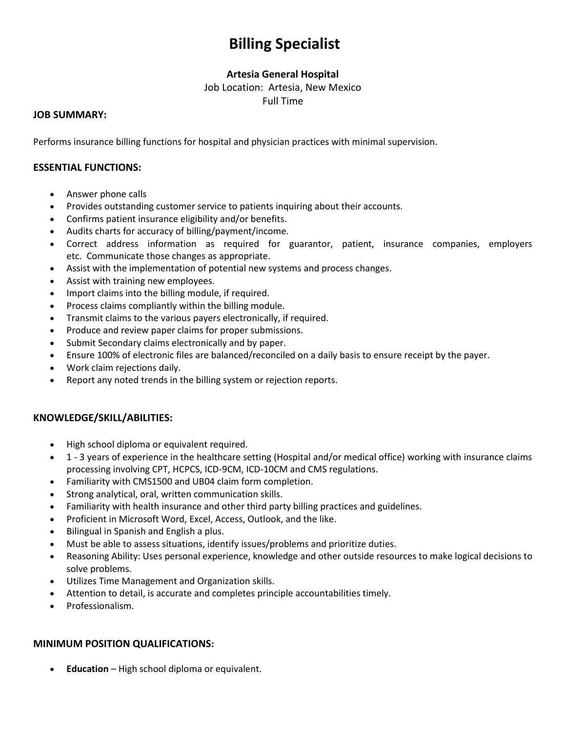# Billing Specialist

**Artesia General Hospital**

Job Location: Artesia, New Mexico

Full Time

**JOB SUMMARY:**

Performs insurance billing functions for hospital and physician practices with minimal supervision.

**ESSENTIAL FUNCTIONS:**

- Answer phone calls
- Provides outstanding customer service to patients inquiring about their accounts.
- Confirms patient insurance eligibility and/or benefits.
- Audits charts for accuracy of billing/payment/income.
- Correct address information as required for guarantor, patient, insurance companies, employers etc. Communicate those changes as appropriate.
- Assist with the implementation of potential new systems and process changes.
- Assist with training new employees.
- Import claims into the billing module, if required.
- Process claims compliantly within the billing module.
- Transmit claims to the various payers electronically, if required.
- Produce and review paper claims for proper submissions.
- Submit Secondary claims electronically and by paper.
- Ensure 100% of electronic files are balanced/reconciled on a daily basis to ensure receipt by the payer.
- Work claim rejections daily.
- Report any noted trends in the billing system or rejection reports.

**KNOWLEDGE/SKILL/ABILITIES:**

- High school diploma or equivalent required.
- 1 - 3 years of experience in the healthcare setting (Hospital and/or medical office) working with insurance claims processing involving CPT, HCPCS, ICD-9CM, ICD-10CM and CMS regulations.
- Familiarity with CMS1500 and UB04 claim form completion.
- Strong analytical, oral, written communication skills.
- Familiarity with health insurance and other third party billing practices and guidelines.
- Proficient in Microsoft Word, Excel, Access, Outlook, and the like.
- Bilingual in Spanish and English a plus.
- Must be able to assess situations, identify issues/problems and prioritize duties.
- Reasoning Ability: Uses personal experience, knowledge and other outside resources to make logical decisions to solve problems.
- Utilizes Time Management and Organization skills.
- Attention to detail, is accurate and completes principle accountabilities timely.
- Professionalism.

**MINIMUM POSITION QUALIFICATIONS:**

- **Education** – High school diploma or equivalent.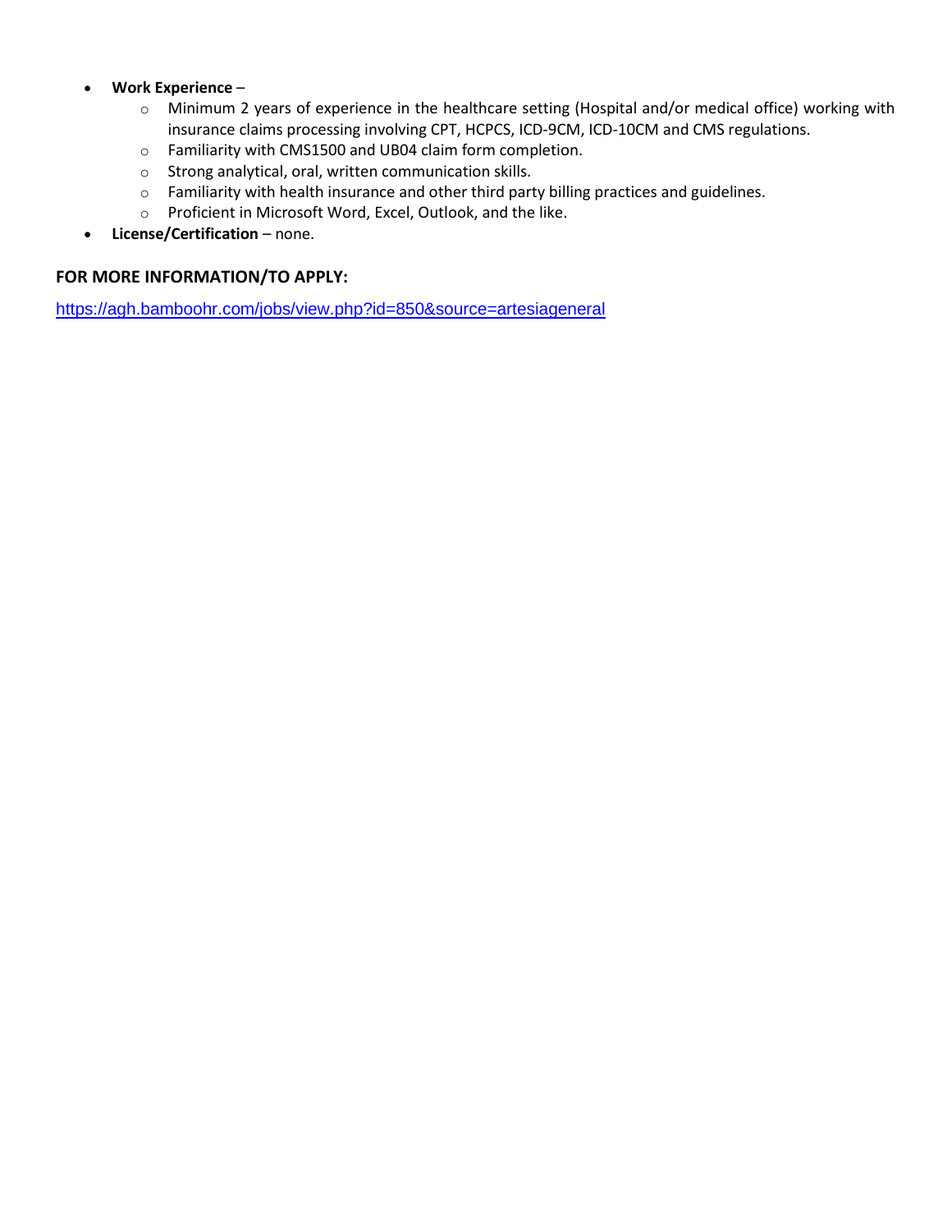- **Work Experience** –
    - Minimum 2 years of experience in the healthcare setting (Hospital and/or medical office) working with insurance claims processing involving CPT, HCPCS, ICD-9CM, ICD-10CM and CMS regulations.
    - Familiarity with CMS1500 and UB04 claim form completion.
    - Strong analytical, oral, written communication skills.
    - Familiarity with health insurance and other third party billing practices and guidelines.
    - Proficient in Microsoft Word, Excel, Outlook, and the like.
- **License/Certification** – none.

**FOR MORE INFORMATION/TO APPLY:**

https://agh.bamboohr.com/jobs/view.php?id=850&source=artesiageneral